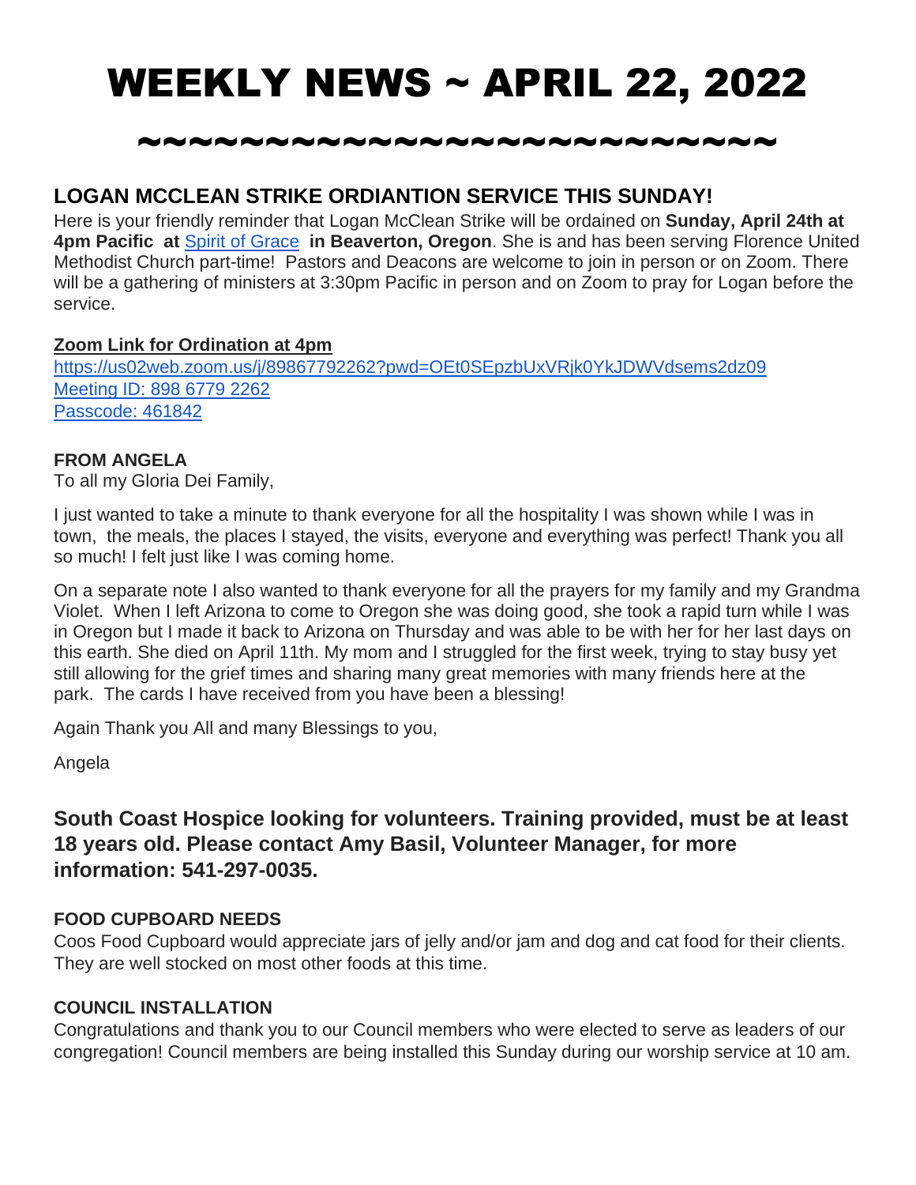# WEEKLY NEWS ~ APRIL 22, 2022

~~~~~~~~~~~~~~~~~~~~~~~~~~~~

## LOGAN MCCLEAN STRIKE ORDIANTION SERVICE THIS SUNDAY!

Here is your friendly reminder that Logan McClean Strike will be ordained on **Sunday, April 24th at 4pm Pacific at** Spirit of Grace **in Beaverton, Oregon**. She is and has been serving Florence United Methodist Church part-time! Pastors and Deacons are welcome to join in person or on Zoom. There will be a gathering of ministers at 3:30pm Pacific in person and on Zoom to pray for Logan before the service.

**Zoom Link for Ordination at 4pm**
https://us02web.zoom.us/j/89867792262?pwd=OEt0SEpzbUxVRjk0YkJDWVdsems2dz09
Meeting ID: 898 6779 2262
Passcode: 461842

**FROM ANGELA**

To all my Gloria Dei Family,

I just wanted to take a minute to thank everyone for all the hospitality I was shown while I was in town, the meals, the places I stayed, the visits, everyone and everything was perfect! Thank you all so much! I felt just like I was coming home.

On a separate note I also wanted to thank everyone for all the prayers for my family and my Grandma Violet. When I left Arizona to come to Oregon she was doing good, she took a rapid turn while I was in Oregon but I made it back to Arizona on Thursday and was able to be with her for her last days on this earth. She died on April 11th. My mom and I struggled for the first week, trying to stay busy yet still allowing for the grief times and sharing many great memories with many friends here at the park. The cards I have received from you have been a blessing!

Again Thank you All and many Blessings to you,

Angela

### South Coast Hospice looking for volunteers. Training provided, must be at least 18 years old. Please contact Amy Basil, Volunteer Manager, for more information: 541-297-0035.

**FOOD CUPBOARD NEEDS**

Coos Food Cupboard would appreciate jars of jelly and/or jam and dog and cat food for their clients. They are well stocked on most other foods at this time.

**COUNCIL INSTALLATION**

Congratulations and thank you to our Council members who were elected to serve as leaders of our congregation! Council members are being installed this Sunday during our worship service at 10 am.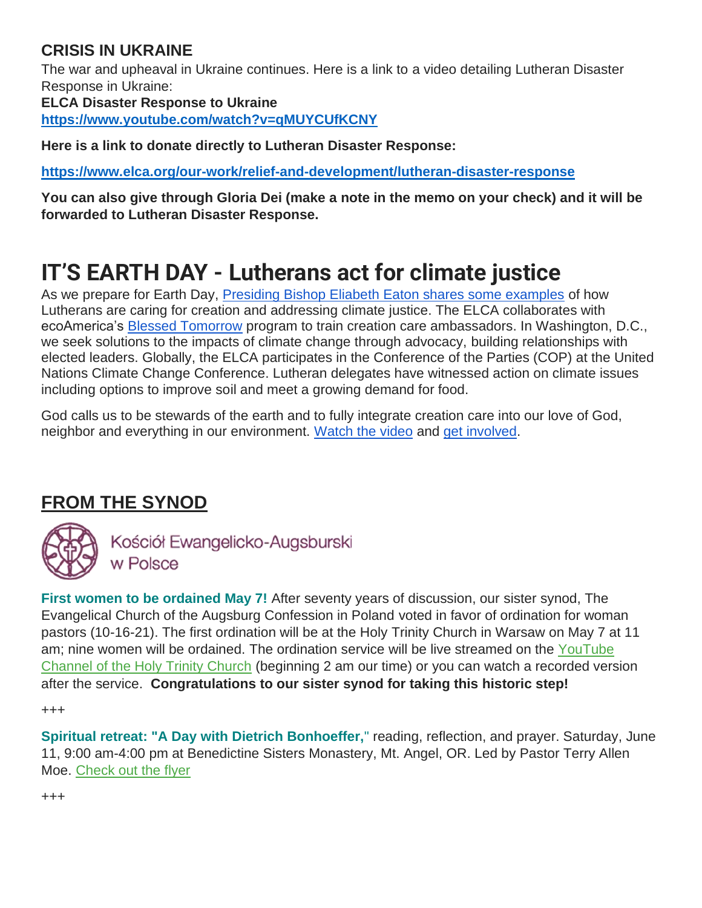## CRISIS IN UKRAINE

The war and upheaval in Ukraine continues. Here is a link to a video detailing Lutheran Disaster Response in Ukraine:

**ELCA Disaster Response to Ukraine**
**https://www.youtube.com/watch?v=qMUYCUfKCNY**

**Here is a link to donate directly to Lutheran Disaster Response:**

**https://www.elca.org/our-work/relief-and-development/lutheran-disaster-response**

**You can also give through Gloria Dei (make a note in the memo on your check) and it will be forwarded to Lutheran Disaster Response.**

# IT'S EARTH DAY - Lutherans act for climate justice

As we prepare for Earth Day, Presiding Bishop Eliabeth Eaton shares some examples of how Lutherans are caring for creation and addressing climate justice. The ELCA collaborates with ecoAmerica's Blessed Tomorrow program to train creation care ambassadors. In Washington, D.C., we seek solutions to the impacts of climate change through advocacy, building relationships with elected leaders. Globally, the ELCA participates in the Conference of the Parties (COP) at the United Nations Climate Change Conference. Lutheran delegates have witnessed action on climate issues including options to improve soil and meet a growing demand for food.

God calls us to be stewards of the earth and to fully integrate creation care into our love of God, neighbor and everything in our environment. Watch the video and get involved.

## FROM THE SYNOD

Kościół Ewangelicko-Augsburski w Polsce

**First women to be ordained May 7!** After seventy years of discussion, our sister synod, The Evangelical Church of the Augsburg Confession in Poland voted in favor of ordination for woman pastors (10-16-21). The first ordination will be at the Holy Trinity Church in Warsaw on May 7 at 11 am; nine women will be ordained. The ordination service will be live streamed on the YouTube Channel of the Holy Trinity Church (beginning 2 am our time) or you can watch a recorded version after the service. **Congratulations to our sister synod for taking this historic step!**

+++

**Spiritual retreat: "A Day with Dietrich Bonhoeffer,"** reading, reflection, and prayer. Saturday, June 11, 9:00 am-4:00 pm at Benedictine Sisters Monastery, Mt. Angel, OR. Led by Pastor Terry Allen Moe. Check out the flyer

+++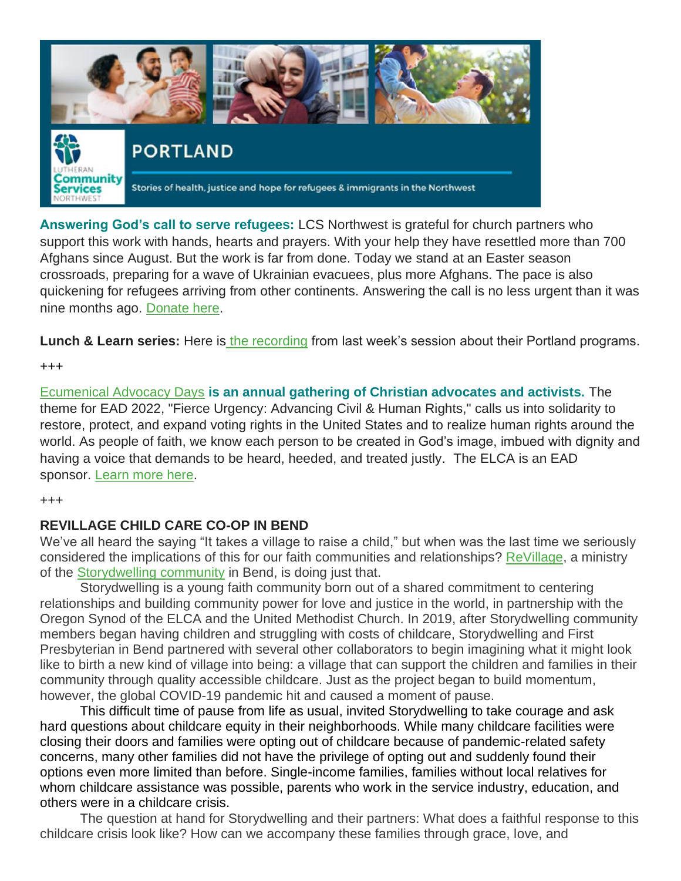**Answering God's call to serve refugees:** LCS Northwest is grateful for church partners who support this work with hands, hearts and prayers. With your help they have resettled more than 700 Afghans since August. But the work is far from done. Today we stand at an Easter season crossroads, preparing for a wave of Ukrainian evacuees, plus more Afghans. The pace is also quickening for refugees arriving from other continents. Answering the call is no less urgent than it was nine months ago. Donate here.

**Lunch & Learn series:** Here is the recording from last week's session about their Portland programs.

+++

Ecumenical Advocacy Days **is an annual gathering of Christian advocates and activists.** The theme for EAD 2022, "Fierce Urgency: Advancing Civil & Human Rights," calls us into solidarity to restore, protect, and expand voting rights in the United States and to realize human rights around the world. As people of faith, we know each person to be created in God's image, imbued with dignity and having a voice that demands to be heard, heeded, and treated justly. The ELCA is an EAD sponsor. Learn more here.

+++

**REVILLAGE CHILD CARE CO-OP IN BEND**

We've all heard the saying "It takes a village to raise a child," but when was the last time we seriously considered the implications of this for our faith communities and relationships? ReVillage, a ministry of the Storydwelling community in Bend, is doing just that.

Storydwelling is a young faith community born out of a shared commitment to centering relationships and building community power for love and justice in the world, in partnership with the Oregon Synod of the ELCA and the United Methodist Church. In 2019, after Storydwelling community members began having children and struggling with costs of childcare, Storydwelling and First Presbyterian in Bend partnered with several other collaborators to begin imagining what it might look like to birth a new kind of village into being: a village that can support the children and families in their community through quality accessible childcare. Just as the project began to build momentum, however, the global COVID-19 pandemic hit and caused a moment of pause.

This difficult time of pause from life as usual, invited Storydwelling to take courage and ask hard questions about childcare equity in their neighborhoods. While many childcare facilities were closing their doors and families were opting out of childcare because of pandemic-related safety concerns, many other families did not have the privilege of opting out and suddenly found their options even more limited than before. Single-income families, families without local relatives for whom childcare assistance was possible, parents who work in the service industry, education, and others were in a childcare crisis.

The question at hand for Storydwelling and their partners: What does a faithful response to this childcare crisis look like? How can we accompany these families through grace, love, and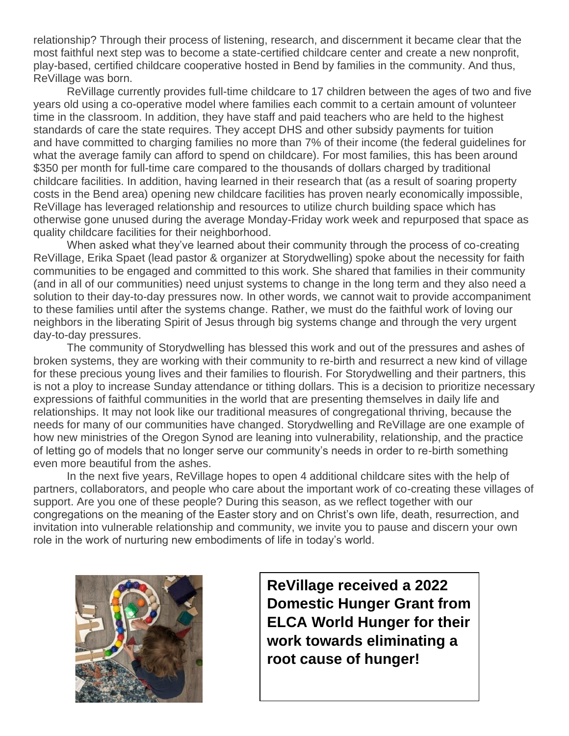relationship? Through their process of listening, research, and discernment it became clear that the most faithful next step was to become a state-certified childcare center and create a new nonprofit, play-based, certified childcare cooperative hosted in Bend by families in the community. And thus, ReVillage was born.

ReVillage currently provides full-time childcare to 17 children between the ages of two and five years old using a co-operative model where families each commit to a certain amount of volunteer time in the classroom. In addition, they have staff and paid teachers who are held to the highest standards of care the state requires. They accept DHS and other subsidy payments for tuition and have committed to charging families no more than 7% of their income (the federal guidelines for what the average family can afford to spend on childcare). For most families, this has been around $350 per month for full-time care compared to the thousands of dollars charged by traditional childcare facilities. In addition, having learned in their research that (as a result of soaring property costs in the Bend area) opening new childcare facilities has proven nearly economically impossible, ReVillage has leveraged relationship and resources to utilize church building space which has otherwise gone unused during the average Monday-Friday work week and repurposed that space as quality childcare facilities for their neighborhood.

When asked what they've learned about their community through the process of co-creating ReVillage, Erika Spaet (lead pastor & organizer at Storydwelling) spoke about the necessity for faith communities to be engaged and committed to this work. She shared that families in their community (and in all of our communities) need unjust systems to change in the long term and they also need a solution to their day-to-day pressures now. In other words, we cannot wait to provide accompaniment to these families until after the systems change. Rather, we must do the faithful work of loving our neighbors in the liberating Spirit of Jesus through big systems change and through the very urgent day-to-day pressures.

The community of Storydwelling has blessed this work and out of the pressures and ashes of broken systems, they are working with their community to re-birth and resurrect a new kind of village for these precious young lives and their families to flourish. For Storydwelling and their partners, this is not a ploy to increase Sunday attendance or tithing dollars. This is a decision to prioritize necessary expressions of faithful communities in the world that are presenting themselves in daily life and relationships. It may not look like our traditional measures of congregational thriving, because the needs for many of our communities have changed. Storydwelling and ReVillage are one example of how new ministries of the Oregon Synod are leaning into vulnerability, relationship, and the practice of letting go of models that no longer serve our community's needs in order to re-birth something even more beautiful from the ashes.

In the next five years, ReVillage hopes to open 4 additional childcare sites with the help of partners, collaborators, and people who care about the important work of co-creating these villages of support. Are you one of these people? During this season, as we reflect together with our congregations on the meaning of the Easter story and on Christ's own life, death, resurrection, and invitation into vulnerable relationship and community, we invite you to pause and discern your own role in the work of nurturing new embodiments of life in today's world.

**ReVillage received a 2022 Domestic Hunger Grant from ELCA World Hunger for their work towards eliminating a root cause of hunger!**